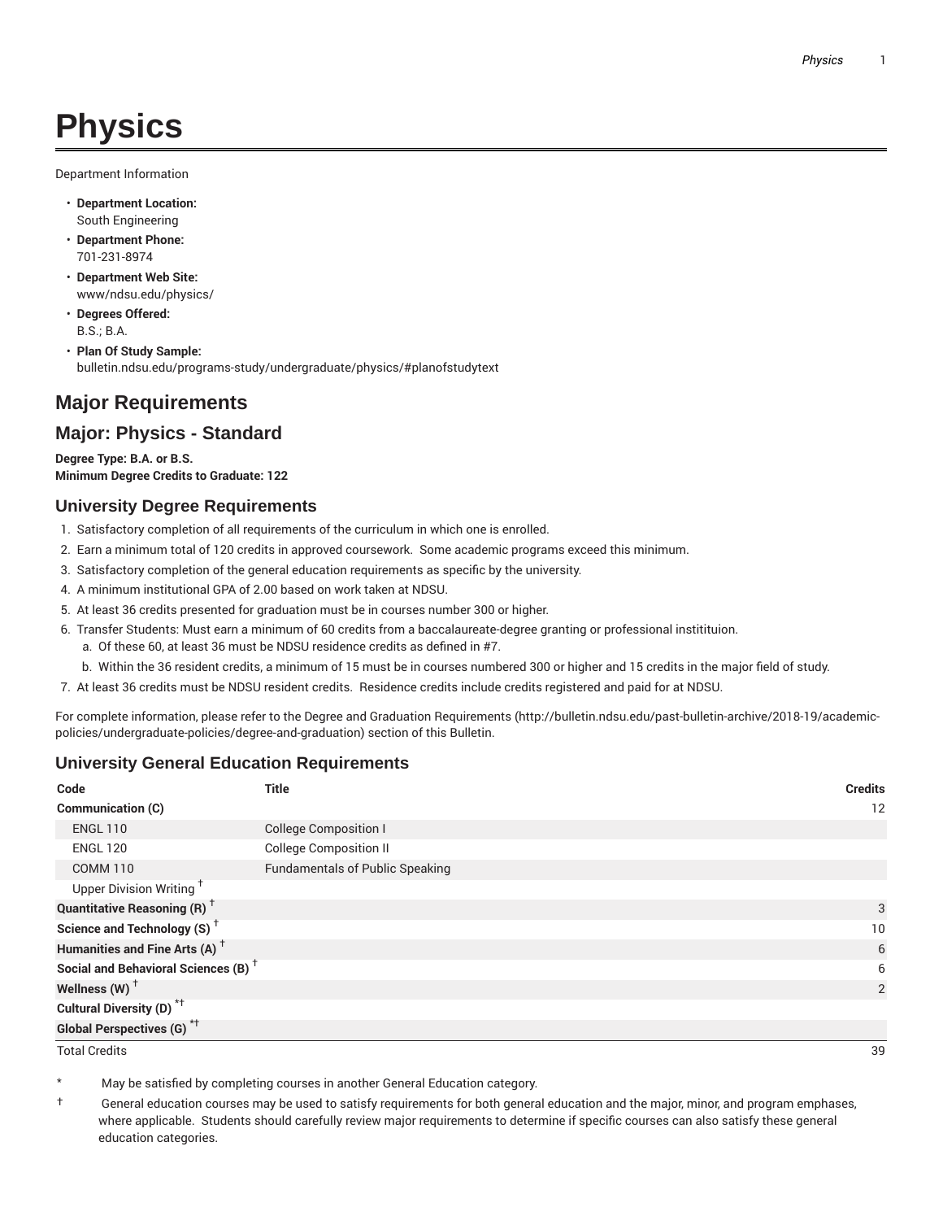# Physics

Department Information

- **Department Location:**
  South Engineering
- **Department Phone:**
  701-231-8974
- **Department Web Site:**
  www/ndsu.edu/physics/
- **Degrees Offered:**
  B.S.; B.A.
- **Plan Of Study Sample:**
  bulletin.ndsu.edu/programs-study/undergraduate/physics/#planofstudytext

## Major Requirements

## Major: Physics - Standard

**Degree Type: B.A. or B.S.**
**Minimum Degree Credits to Graduate: 122**

### University Degree Requirements

1. Satisfactory completion of all requirements of the curriculum in which one is enrolled.
2. Earn a minimum total of 120 credits in approved coursework. Some academic programs exceed this minimum.
3. Satisfactory completion of the general education requirements as specific by the university.
4. A minimum institutional GPA of 2.00 based on work taken at NDSU.
5. At least 36 credits presented for graduation must be in courses number 300 or higher.
6. Transfer Students: Must earn a minimum of 60 credits from a baccalaureate-degree granting or professional instititution.
   a. Of these 60, at least 36 must be NDSU residence credits as defined in #7.
   b. Within the 36 resident credits, a minimum of 15 must be in courses numbered 300 or higher and 15 credits in the major field of study.
7. At least 36 credits must be NDSU resident credits. Residence credits include credits registered and paid for at NDSU.

For complete information, please refer to the Degree and Graduation Requirements (http://bulletin.ndsu.edu/past-bulletin-archive/2018-19/academic-policies/undergraduate-policies/degree-and-graduation) section of this Bulletin.

### University General Education Requirements

| Code | Title | Credits |
|---|---|---|
| **Communication (C)** | | 12 |
| ENGL 110 | College Composition I | |
| ENGL 120 | College Composition II | |
| COMM 110 | Fundamentals of Public Speaking | |
| Upper Division Writing † | | |
| **Quantitative Reasoning (R) †** | | 3 |
| **Science and Technology (S) †** | | 10 |
| **Humanities and Fine Arts (A) †** | | 6 |
| **Social and Behavioral Sciences (B) †** | | 6 |
| **Wellness (W) †** | | 2 |
| **Cultural Diversity (D) *†** | | |
| **Global Perspectives (G) *†** | | |
| Total Credits | | 39 |

\* May be satisfied by completing courses in another General Education category.

† General education courses may be used to satisfy requirements for both general education and the major, minor, and program emphases, where applicable. Students should carefully review major requirements to determine if specific courses can also satisfy these general education categories.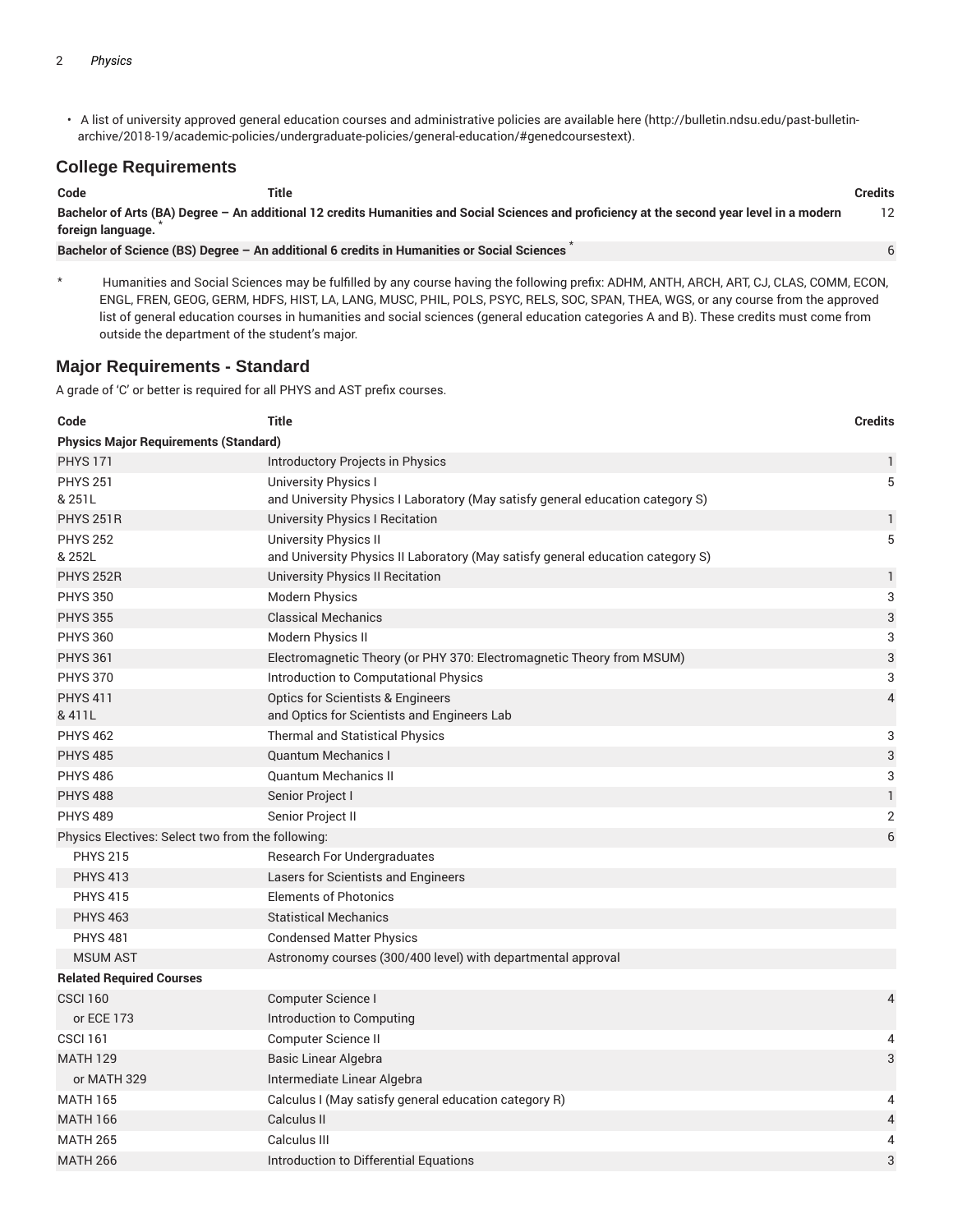- A list of university approved general education courses and administrative policies are available here (http://bulletin.ndsu.edu/past-bulletin-archive/2018-19/academic-policies/undergraduate-policies/general-education/#genedcoursestext).

## College Requirements

| Code | Title | Credits |
|---|---|---|
| **Bachelor of Arts (BA) Degree – An additional 12 credits Humanities and Social Sciences and proficiency at the second year level in a modern foreign language.** * | | 12 |
| **Bachelor of Science (BS) Degree – An additional 6 credits in Humanities or Social Sciences** * | | 6 |

\* Humanities and Social Sciences may be fulfilled by any course having the following prefix: ADHM, ANTH, ARCH, ART, CJ, CLAS, COMM, ECON, ENGL, FREN, GEOG, GERM, HDFS, HIST, LA, LANG, MUSC, PHIL, POLS, PSYC, RELS, SOC, SPAN, THEA, WGS, or any course from the approved list of general education courses in humanities and social sciences (general education categories A and B). These credits must come from outside the department of the student's major.

## Major Requirements - Standard

A grade of 'C' or better is required for all PHYS and AST prefix courses.

| Code | Title | Credits |
|---|---|---|
| **Physics Major Requirements (Standard)** | | |
| PHYS 171 | Introductory Projects in Physics | 1 |
| PHYS 251 & 251L | University Physics I and University Physics I Laboratory (May satisfy general education category S) | 5 |
| PHYS 251R | University Physics I Recitation | 1 |
| PHYS 252 & 252L | University Physics II and University Physics II Laboratory (May satisfy general education category S) | 5 |
| PHYS 252R | University Physics II Recitation | 1 |
| PHYS 350 | Modern Physics | 3 |
| PHYS 355 | Classical Mechanics | 3 |
| PHYS 360 | Modern Physics II | 3 |
| PHYS 361 | Electromagnetic Theory (or PHY 370: Electromagnetic Theory from MSUM) | 3 |
| PHYS 370 | Introduction to Computational Physics | 3 |
| PHYS 411 & 411L | Optics for Scientists & Engineers and Optics for Scientists and Engineers Lab | 4 |
| PHYS 462 | Thermal and Statistical Physics | 3 |
| PHYS 485 | Quantum Mechanics I | 3 |
| PHYS 486 | Quantum Mechanics II | 3 |
| PHYS 488 | Senior Project I | 1 |
| PHYS 489 | Senior Project II | 2 |
| Physics Electives: Select two from the following: | | 6 |
| PHYS 215 | Research For Undergraduates | |
| PHYS 413 | Lasers for Scientists and Engineers | |
| PHYS 415 | Elements of Photonics | |
| PHYS 463 | Statistical Mechanics | |
| PHYS 481 | Condensed Matter Physics | |
| MSUM AST | Astronomy courses (300/400 level) with departmental approval | |
| **Related Required Courses** | | |
| CSCI 160 | Computer Science I | 4 |
| or ECE 173 | Introduction to Computing | |
| CSCI 161 | Computer Science II | 4 |
| MATH 129 | Basic Linear Algebra | 3 |
| or MATH 329 | Intermediate Linear Algebra | |
| MATH 165 | Calculus I (May satisfy general education category R) | 4 |
| MATH 166 | Calculus II | 4 |
| MATH 265 | Calculus III | 4 |
| MATH 266 | Introduction to Differential Equations | 3 |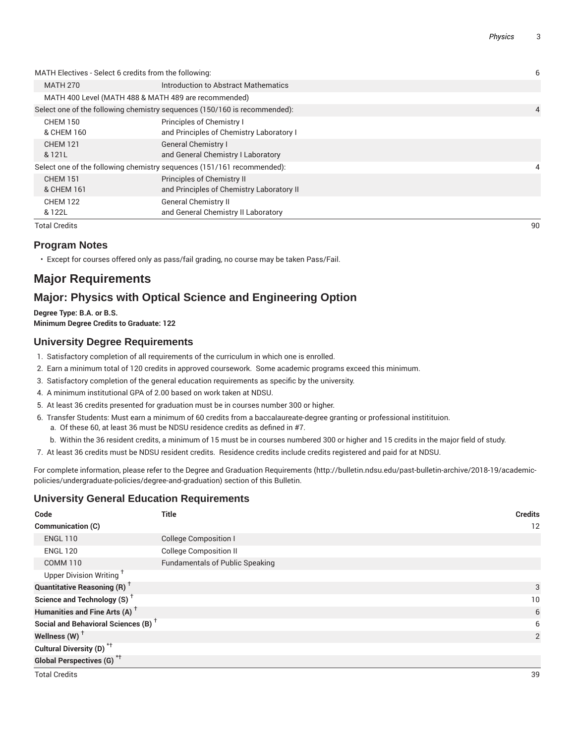| | | |
|---|---|---|
| MATH Electives - Select 6 credits from the following: | | 6 |
| MATH 270 | Introduction to Abstract Mathematics | |
| MATH 400 Level (MATH 488 & MATH 489 are recommended) | | |
| Select one of the following chemistry sequences (150/160 is recommended): | | 4 |
| CHEM 150 & CHEM 160 | Principles of Chemistry I and Principles of Chemistry Laboratory I | |
| CHEM 121 & 121L | General Chemistry I and General Chemistry I Laboratory | |
| Select one of the following chemistry sequences (151/161 recommended): | | 4 |
| CHEM 151 & CHEM 161 | Principles of Chemistry II and Principles of Chemistry Laboratory II | |
| CHEM 122 & 122L | General Chemistry II and General Chemistry II Laboratory | |
| Total Credits | | 90 |

### Program Notes

- Except for courses offered only as pass/fail grading, no course may be taken Pass/Fail.

## Major Requirements

## Major: Physics with Optical Science and Engineering Option

**Degree Type: B.A. or B.S.**
**Minimum Degree Credits to Graduate: 122**

### University Degree Requirements

1. Satisfactory completion of all requirements of the curriculum in which one is enrolled.
2. Earn a minimum total of 120 credits in approved coursework. Some academic programs exceed this minimum.
3. Satisfactory completion of the general education requirements as specific by the university.
4. A minimum institutional GPA of 2.00 based on work taken at NDSU.
5. At least 36 credits presented for graduation must be in courses number 300 or higher.
6. Transfer Students: Must earn a minimum of 60 credits from a baccalaureate-degree granting or professional instititiuon.
   a. Of these 60, at least 36 must be NDSU residence credits as defined in #7.
   b. Within the 36 resident credits, a minimum of 15 must be in courses numbered 300 or higher and 15 credits in the major field of study.
7. At least 36 credits must be NDSU resident credits. Residence credits include credits registered and paid for at NDSU.

For complete information, please refer to the Degree and Graduation Requirements (http://bulletin.ndsu.edu/past-bulletin-archive/2018-19/academic-policies/undergraduate-policies/degree-and-graduation) section of this Bulletin.

### University General Education Requirements

| Code | Title | Credits |
|---|---|---|
| **Communication (C)** | | 12 |
| ENGL 110 | College Composition I | |
| ENGL 120 | College Composition II | |
| COMM 110 | Fundamentals of Public Speaking | |
| Upper Division Writing † | | |
| **Quantitative Reasoning (R) †** | | 3 |
| **Science and Technology (S) †** | | 10 |
| **Humanities and Fine Arts (A) †** | | 6 |
| **Social and Behavioral Sciences (B) †** | | 6 |
| **Wellness (W) †** | | 2 |
| **Cultural Diversity (D) *†** | | |
| **Global Perspectives (G) *†** | | |
| Total Credits | | 39 |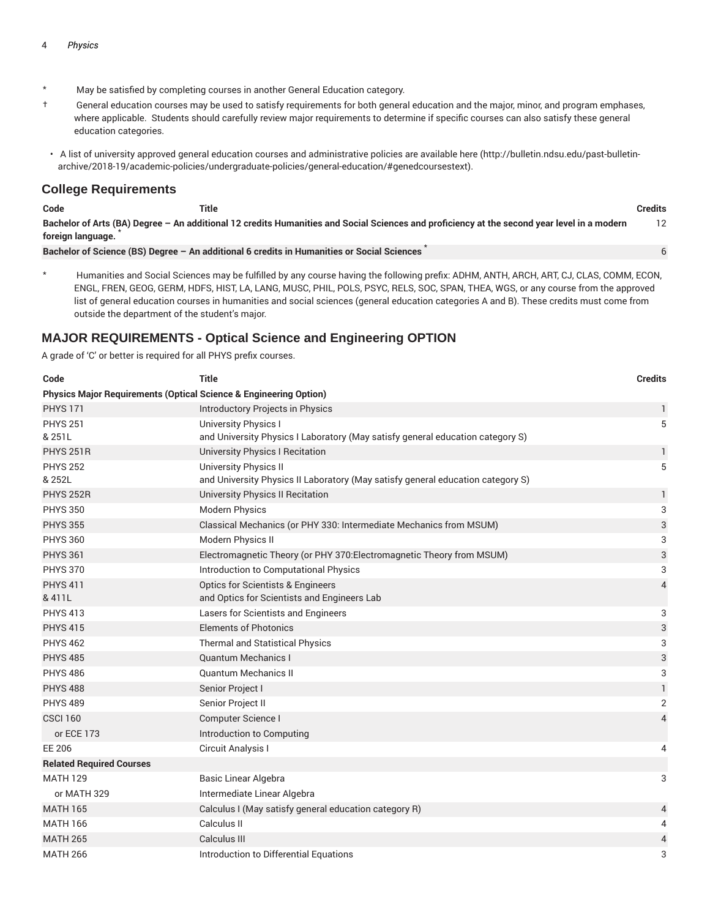\* May be satisfied by completing courses in another General Education category.

† General education courses may be used to satisfy requirements for both general education and the major, minor, and program emphases, where applicable. Students should carefully review major requirements to determine if specific courses can also satisfy these general education categories.

- A list of university approved general education courses and administrative policies are available here (http://bulletin.ndsu.edu/past-bulletin-archive/2018-19/academic-policies/undergraduate-policies/general-education/#genedcoursestext).

## College Requirements

| Code | Title | Credits |
|---|---|---|
| **Bachelor of Arts (BA) Degree – An additional 12 credits Humanities and Social Sciences and proficiency at the second year level in a modern foreign language.** * | | 12 |
| **Bachelor of Science (BS) Degree – An additional 6 credits in Humanities or Social Sciences** * | | 6 |

\* Humanities and Social Sciences may be fulfilled by any course having the following prefix: ADHM, ANTH, ARCH, ART, CJ, CLAS, COMM, ECON, ENGL, FREN, GEOG, GERM, HDFS, HIST, LA, LANG, MUSC, PHIL, POLS, PSYC, RELS, SOC, SPAN, THEA, WGS, or any course from the approved list of general education courses in humanities and social sciences (general education categories A and B). These credits must come from outside the department of the student's major.

## MAJOR REQUIREMENTS - Optical Science and Engineering OPTION

A grade of 'C' or better is required for all PHYS prefix courses.

| Code | Title | Credits |
|---|---|---|
| **Physics Major Requirements (Optical Science & Engineering Option)** | | |
| PHYS 171 | Introductory Projects in Physics | 1 |
| PHYS 251 & 251L | University Physics I and University Physics I Laboratory (May satisfy general education category S) | 5 |
| PHYS 251R | University Physics I Recitation | 1 |
| PHYS 252 & 252L | University Physics II and University Physics II Laboratory (May satisfy general education category S) | 5 |
| PHYS 252R | University Physics II Recitation | 1 |
| PHYS 350 | Modern Physics | 3 |
| PHYS 355 | Classical Mechanics (or PHY 330: Intermediate Mechanics from MSUM) | 3 |
| PHYS 360 | Modern Physics II | 3 |
| PHYS 361 | Electromagnetic Theory (or PHY 370:Electromagnetic Theory from MSUM) | 3 |
| PHYS 370 | Introduction to Computational Physics | 3 |
| PHYS 411 & 411L | Optics for Scientists & Engineers and Optics for Scientists and Engineers Lab | 4 |
| PHYS 413 | Lasers for Scientists and Engineers | 3 |
| PHYS 415 | Elements of Photonics | 3 |
| PHYS 462 | Thermal and Statistical Physics | 3 |
| PHYS 485 | Quantum Mechanics I | 3 |
| PHYS 486 | Quantum Mechanics II | 3 |
| PHYS 488 | Senior Project I | 1 |
| PHYS 489 | Senior Project II | 2 |
| CSCI 160 | Computer Science I | 4 |
| or ECE 173 | Introduction to Computing | |
| EE 206 | Circuit Analysis I | 4 |
| **Related Required Courses** | | |
| MATH 129 | Basic Linear Algebra | 3 |
| or MATH 329 | Intermediate Linear Algebra | |
| MATH 165 | Calculus I (May satisfy general education category R) | 4 |
| MATH 166 | Calculus II | 4 |
| MATH 265 | Calculus III | 4 |
| MATH 266 | Introduction to Differential Equations | 3 |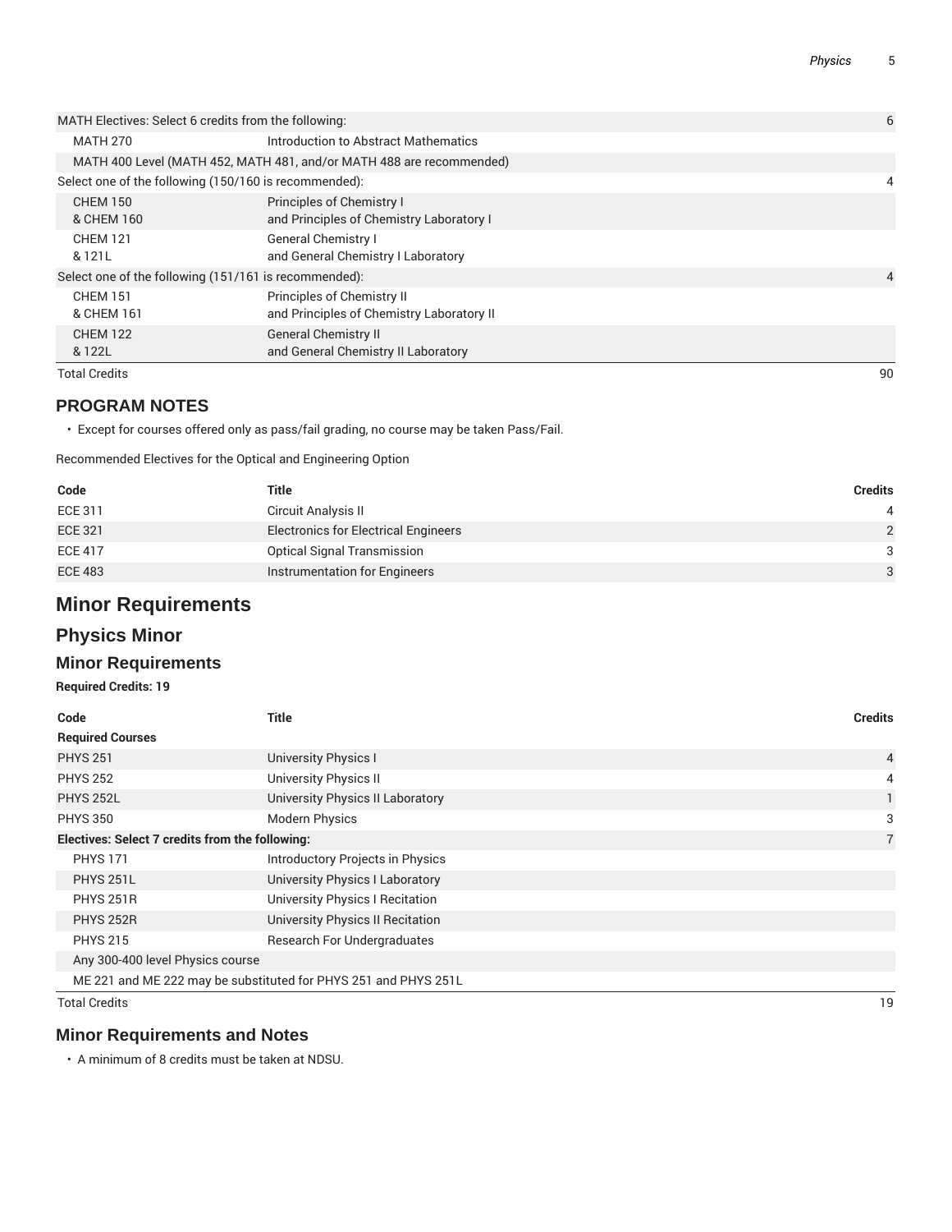| | | |
|---|---|---|
| MATH Electives: Select 6 credits from the following: | | 6 |
| MATH 270 | Introduction to Abstract Mathematics | |
| MATH 400 Level (MATH 452, MATH 481, and/or MATH 488 are recommended) | | |
| Select one of the following (150/160 is recommended): | | 4 |
| CHEM 150 & CHEM 160 | Principles of Chemistry I and Principles of Chemistry Laboratory I | |
| CHEM 121 & 121L | General Chemistry I and General Chemistry I Laboratory | |
| Select one of the following (151/161 is recommended): | | 4 |
| CHEM 151 & CHEM 161 | Principles of Chemistry II and Principles of Chemistry Laboratory II | |
| CHEM 122 & 122L | General Chemistry II and General Chemistry II Laboratory | |
| Total Credits | | 90 |

## PROGRAM NOTES

- Except for courses offered only as pass/fail grading, no course may be taken Pass/Fail.

Recommended Electives for the Optical and Engineering Option

| Code | Title | Credits |
|---|---|---|
| ECE 311 | Circuit Analysis II | 4 |
| ECE 321 | Electronics for Electrical Engineers | 2 |
| ECE 417 | Optical Signal Transmission | 3 |
| ECE 483 | Instrumentation for Engineers | 3 |

# Minor Requirements

## Physics Minor

### Minor Requirements

**Required Credits: 19**

| Code | Title | Credits |
|---|---|---|
| **Required Courses** | | |
| PHYS 251 | University Physics I | 4 |
| PHYS 252 | University Physics II | 4 |
| PHYS 252L | University Physics II Laboratory | 1 |
| PHYS 350 | Modern Physics | 3 |
| **Electives: Select 7 credits from the following:** | | 7 |
| PHYS 171 | Introductory Projects in Physics | |
| PHYS 251L | University Physics I Laboratory | |
| PHYS 251R | University Physics I Recitation | |
| PHYS 252R | University Physics II Recitation | |
| PHYS 215 | Research For Undergraduates | |
| Any 300-400 level Physics course | | |
| ME 221 and ME 222 may be substituted for PHYS 251 and PHYS 251L | | |
| Total Credits | | 19 |

### Minor Requirements and Notes

- A minimum of 8 credits must be taken at NDSU.